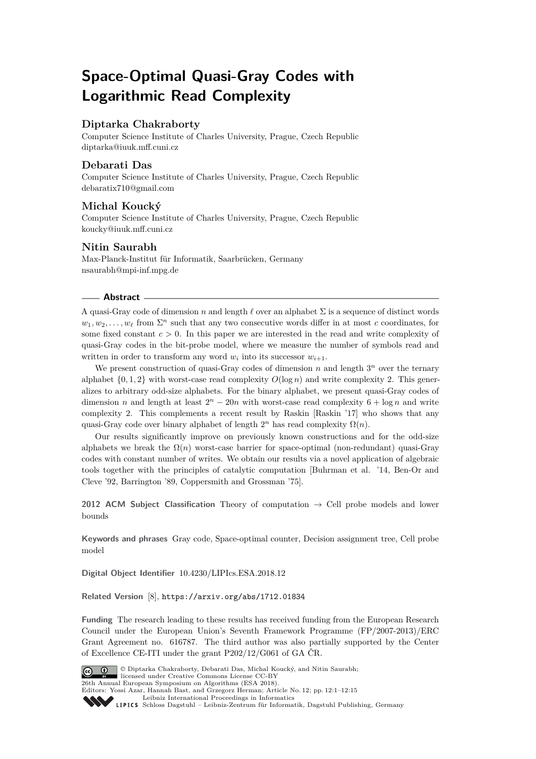# Space-Optimal Quasi-Gray Codes with Logarithmic Read Complexity

### Diptarka Chakraborty

Computer Science Institute of Charles University, Prague, Czech Republic
diptarka@iuuk.mff.cuni.cz

### Debarati Das

Computer Science Institute of Charles University, Prague, Czech Republic
debaratix710@gmail.com

### Michal Koucký

Computer Science Institute of Charles University, Prague, Czech Republic
koucky@iuuk.mff.cuni.cz

### Nitin Saurabh

Max-Planck-Institut für Informatik, Saarbrücken, Germany
nsaurabh@mpi-inf.mpg.de

## Abstract

A quasi-Gray code of dimension $n$ and length $\ell$ over an alphabet $\Sigma$ is a sequence of distinct words $w_1, w_2, \dots, w_\ell$ from $\Sigma^n$ such that any two consecutive words differ in at most $c$ coordinates, for some fixed constant $c > 0$. In this paper we are interested in the read and write complexity of quasi-Gray codes in the bit-probe model, where we measure the number of symbols read and written in order to transform any word $w_i$ into its successor $w_{i+1}$.

We present construction of quasi-Gray codes of dimension $n$ and length $3^n$ over the ternary alphabet $\{0, 1, 2\}$ with worst-case read complexity $O(\log n)$ and write complexity 2. This generalizes to arbitrary odd-size alphabets. For the binary alphabet, we present quasi-Gray codes of dimension $n$ and length at least $2^n - 20n$ with worst-case read complexity $6 + \log n$ and write complexity 2. This complements a recent result by Raskin [Raskin '17] who shows that any quasi-Gray code over binary alphabet of length $2^n$ has read complexity $\Omega(n)$.

Our results significantly improve on previously known constructions and for the odd-size alphabets we break the $\Omega(n)$ worst-case barrier for space-optimal (non-redundant) quasi-Gray codes with constant number of writes. We obtain our results via a novel application of algebraic tools together with the principles of catalytic computation [Buhrman et al. '14, Ben-Or and Cleve '92, Barrington '89, Coppersmith and Grossman '75].

**2012 ACM Subject Classification** Theory of computation → Cell probe models and lower bounds

**Keywords and phrases** Gray code, Space-optimal counter, Decision assignment tree, Cell probe model

**Digital Object Identifier** 10.4230/LIPIcs.ESA.2018.12

**Related Version** [8], https://arxiv.org/abs/1712.01834

**Funding** The research leading to these results has received funding from the European Research Council under the European Union's Seventh Framework Programme (FP/2007-2013)/ERC Grant Agreement no. 616787. The third author was also partially supported by the Center of Excellence CE-ITI under the grant P202/12/G061 of GA ČR.

© Diptarka Chakraborty, Debarati Das, Michal Koucký, and Nitin Saurabh;
licensed under Creative Commons License CC-BY
26th Annual European Symposium on Algorithms (ESA 2018).
Editors: Yossi Azar, Hannah Bast, and Grzegorz Herman; Article No. 12; pp. 12:1–12:15
Leibniz International Proceedings in Informatics
Schloss Dagstuhl – Leibniz-Zentrum für Informatik, Dagstuhl Publishing, Germany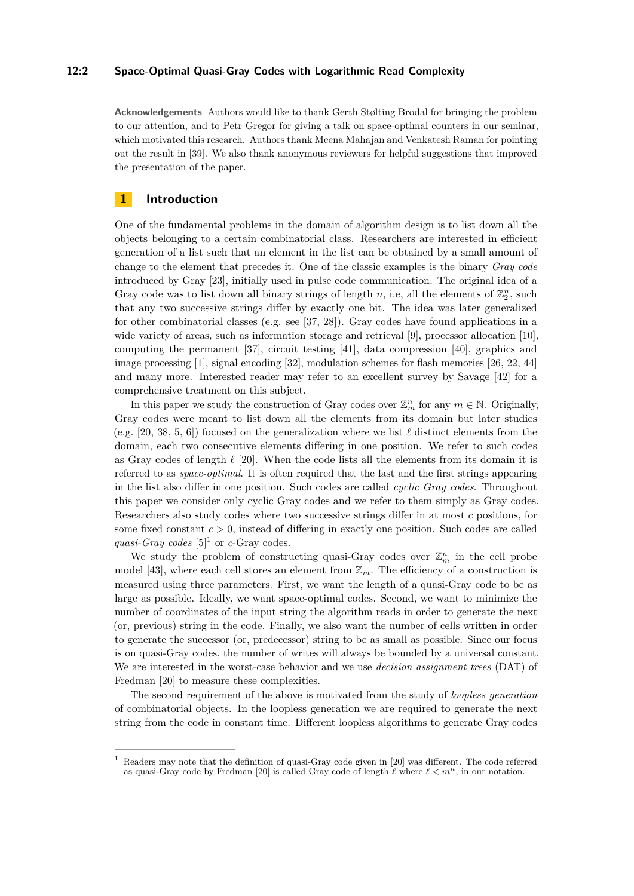**Acknowledgements** Authors would like to thank Gerth Stølting Brodal for bringing the problem to our attention, and to Petr Gregor for giving a talk on space-optimal counters in our seminar, which motivated this research. Authors thank Meena Mahajan and Venkatesh Raman for pointing out the result in [39]. We also thank anonymous reviewers for helpful suggestions that improved the presentation of the paper.

## 1 Introduction

One of the fundamental problems in the domain of algorithm design is to list down all the objects belonging to a certain combinatorial class. Researchers are interested in efficient generation of a list such that an element in the list can be obtained by a small amount of change to the element that precedes it. One of the classic examples is the binary *Gray code* introduced by Gray [23], initially used in pulse code communication. The original idea of a Gray code was to list down all binary strings of length $n$, i.e, all the elements of $\mathbb{Z}_2^n$, such that any two successive strings differ by exactly one bit. The idea was later generalized for other combinatorial classes (e.g. see [37, 28]). Gray codes have found applications in a wide variety of areas, such as information storage and retrieval [9], processor allocation [10], computing the permanent [37], circuit testing [41], data compression [40], graphics and image processing [1], signal encoding [32], modulation schemes for flash memories [26, 22, 44] and many more. Interested reader may refer to an excellent survey by Savage [42] for a comprehensive treatment on this subject.

In this paper we study the construction of Gray codes over $\mathbb{Z}_m^n$ for any $m \in \mathbb{N}$. Originally, Gray codes were meant to list down all the elements from its domain but later studies (e.g. [20, 38, 5, 6]) focused on the generalization where we list $\ell$ distinct elements from the domain, each two consecutive elements differing in one position. We refer to such codes as Gray codes of length $\ell$ [20]. When the code lists all the elements from its domain it is referred to as *space-optimal*. It is often required that the last and the first strings appearing in the list also differ in one position. Such codes are called *cyclic Gray codes*. Throughout this paper we consider only cyclic Gray codes and we refer to them simply as Gray codes. Researchers also study codes where two successive strings differ in at most $c$ positions, for some fixed constant $c > 0$, instead of differing in exactly one position. Such codes are called *quasi-Gray codes* [5][1] or $c$-Gray codes.

We study the problem of constructing quasi-Gray codes over $\mathbb{Z}_m^n$ in the cell probe model [43], where each cell stores an element from $\mathbb{Z}_m$. The efficiency of a construction is measured using three parameters. First, we want the length of a quasi-Gray code to be as large as possible. Ideally, we want space-optimal codes. Second, we want to minimize the number of coordinates of the input string the algorithm reads in order to generate the next (or, previous) string in the code. Finally, we also want the number of cells written in order to generate the successor (or, predecessor) string to be as small as possible. Since our focus is on quasi-Gray codes, the number of writes will always be bounded by a universal constant. We are interested in the worst-case behavior and we use *decision assignment trees* (DAT) of Fredman [20] to measure these complexities.

The second requirement of the above is motivated from the study of *loopless generation* of combinatorial objects. In the loopless generation we are required to generate the next string from the code in constant time. Different loopless algorithms to generate Gray codes

[1] Readers may note that the definition of quasi-Gray code given in [20] was different. The code referred as quasi-Gray code by Fredman [20] is called Gray code of length $\ell$ where $\ell < m^n$, in our notation.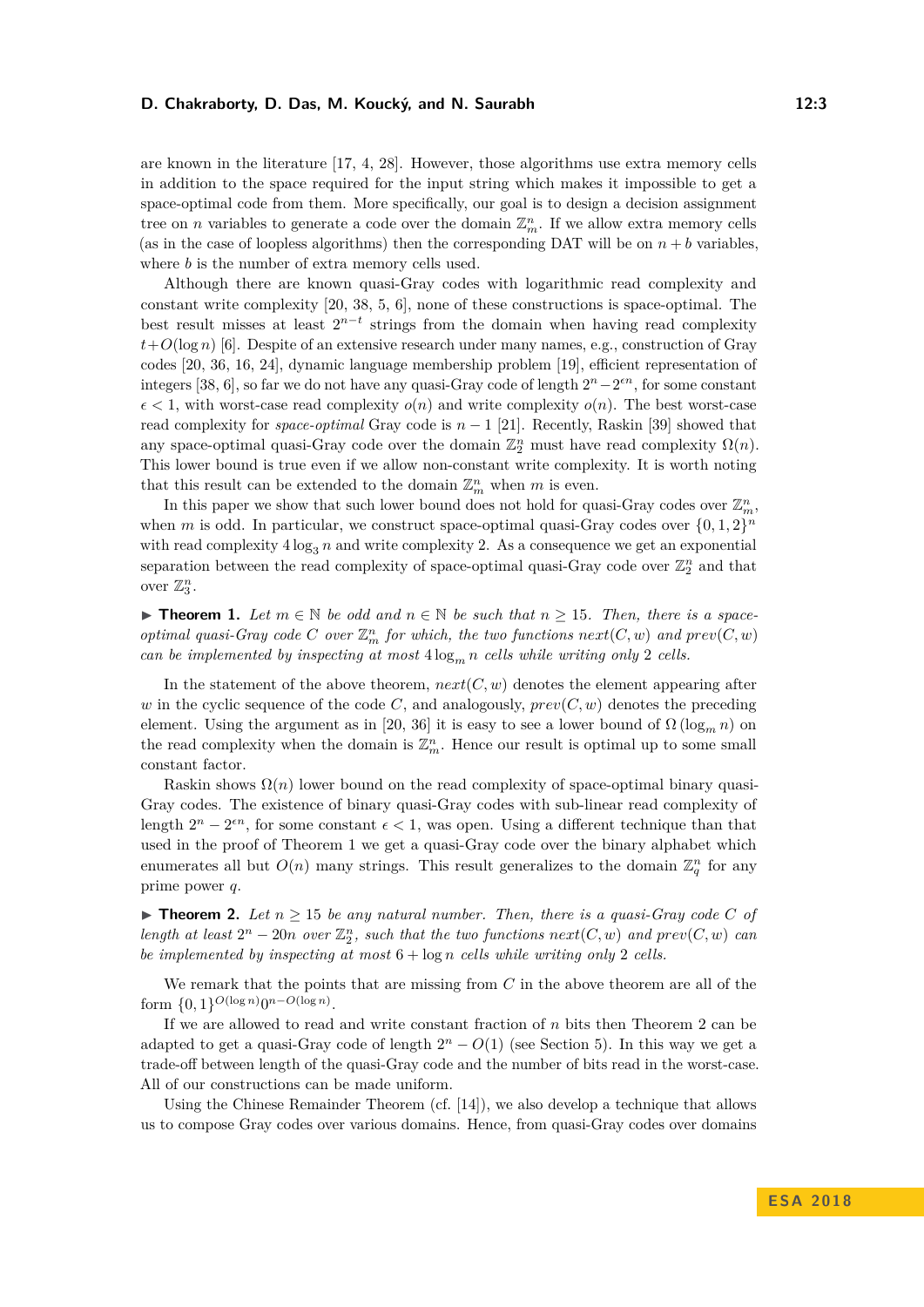are known in the literature [17, 4, 28]. However, those algorithms use extra memory cells in addition to the space required for the input string which makes it impossible to get a space-optimal code from them. More specifically, our goal is to design a decision assignment tree on $n$ variables to generate a code over the domain $\mathbb{Z}_m^n$. If we allow extra memory cells (as in the case of loopless algorithms) then the corresponding DAT will be on $n+b$ variables, where $b$ is the number of extra memory cells used.

Although there are known quasi-Gray codes with logarithmic read complexity and constant write complexity [20, 38, 5, 6], none of these constructions is space-optimal. The best result misses at least $2^{n-t}$ strings from the domain when having read complexity $t+O(\log n)$ [6]. Despite of an extensive research under many names, e.g., construction of Gray codes [20, 36, 16, 24], dynamic language membership problem [19], efficient representation of integers [38, 6], so far we do not have any quasi-Gray code of length $2^n - 2^{\epsilon n}$, for some constant $\epsilon < 1$, with worst-case read complexity $o(n)$ and write complexity $o(n)$. The best worst-case read complexity for *space-optimal* Gray code is $n-1$ [21]. Recently, Raskin [39] showed that any space-optimal quasi-Gray code over the domain $\mathbb{Z}_2^n$ must have read complexity $\Omega(n)$. This lower bound is true even if we allow non-constant write complexity. It is worth noting that this result can be extended to the domain $\mathbb{Z}_m^n$ when $m$ is even.

In this paper we show that such lower bound does not hold for quasi-Gray codes over $\mathbb{Z}_m^n$, when $m$ is odd. In particular, we construct space-optimal quasi-Gray codes over $\{0,1,2\}^n$ with read complexity $4\log_3 n$ and write complexity 2. As a consequence we get an exponential separation between the read complexity of space-optimal quasi-Gray code over $\mathbb{Z}_2^n$ and that over $\mathbb{Z}_3^n$.

▶ **Theorem 1.** *Let $m \in \mathbb{N}$ be odd and $n \in \mathbb{N}$ be such that $n \geq 15$. Then, there is a space-optimal quasi-Gray code $C$ over $\mathbb{Z}_m^n$ for which, the two functions $next(C,w)$ and $prev(C,w)$ can be implemented by inspecting at most $4\log_m n$ cells while writing only 2 cells.*

In the statement of the above theorem, $next(C,w)$ denotes the element appearing after $w$ in the cyclic sequence of the code $C$, and analogously, $prev(C,w)$ denotes the preceding element. Using the argument as in [20, 36] it is easy to see a lower bound of $\Omega(\log_m n)$ on the read complexity when the domain is $\mathbb{Z}_m^n$. Hence our result is optimal up to some small constant factor.

Raskin shows $\Omega(n)$ lower bound on the read complexity of space-optimal binary quasi-Gray codes. The existence of binary quasi-Gray codes with sub-linear read complexity of length $2^n - 2^{\epsilon n}$, for some constant $\epsilon < 1$, was open. Using a different technique than that used in the proof of Theorem 1 we get a quasi-Gray code over the binary alphabet which enumerates all but $O(n)$ many strings. This result generalizes to the domain $\mathbb{Z}_q^n$ for any prime power $q$.

▶ **Theorem 2.** *Let $n \geq 15$ be any natural number. Then, there is a quasi-Gray code $C$ of length at least $2^n - 20n$ over $\mathbb{Z}_2^n$, such that the two functions $next(C,w)$ and $prev(C,w)$ can be implemented by inspecting at most $6+\log n$ cells while writing only 2 cells.*

We remark that the points that are missing from $C$ in the above theorem are all of the form $\{0,1\}^{O(\log n)}0^{n-O(\log n)}$.

If we are allowed to read and write constant fraction of $n$ bits then Theorem 2 can be adapted to get a quasi-Gray code of length $2^n - O(1)$ (see Section 5). In this way we get a trade-off between length of the quasi-Gray code and the number of bits read in the worst-case. All of our constructions can be made uniform.

Using the Chinese Remainder Theorem (cf. [14]), we also develop a technique that allows us to compose Gray codes over various domains. Hence, from quasi-Gray codes over domains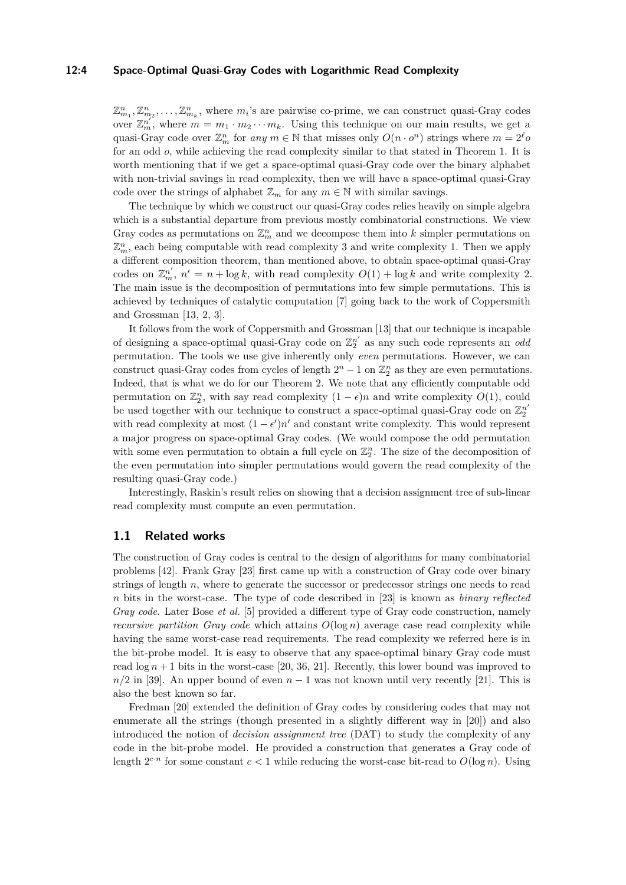$\mathbb{Z}_{m_1}^n, \mathbb{Z}_{m_2}^n, \ldots, \mathbb{Z}_{m_k}^n$, where $m_i$'s are pairwise co-prime, we can construct quasi-Gray codes over $\mathbb{Z}_m^n$, where $m = m_1 \cdot m_2 \cdots m_k$. Using this technique on our main results, we get a quasi-Gray code over $\mathbb{Z}_m^n$ for *any* $m \in \mathbb{N}$ that misses only $O(n \cdot o^n)$ strings where $m = 2^\ell o$ for an odd $o$, while achieving the read complexity similar to that stated in Theorem 1. It is worth mentioning that if we get a space-optimal quasi-Gray code over the binary alphabet with non-trivial savings in read complexity, then we will have a space-optimal quasi-Gray code over the strings of alphabet $\mathbb{Z}_m$ for any $m \in \mathbb{N}$ with similar savings.

The technique by which we construct our quasi-Gray codes relies heavily on simple algebra which is a substantial departure from previous mostly combinatorial constructions. We view Gray codes as permutations on $\mathbb{Z}_m^n$ and we decompose them into $k$ simpler permutations on $\mathbb{Z}_m^n$, each being computable with read complexity 3 and write complexity 1. Then we apply a different composition theorem, than mentioned above, to obtain space-optimal quasi-Gray codes on $\mathbb{Z}_m^{n'}$, $n' = n + \log k$, with read complexity $O(1) + \log k$ and write complexity 2. The main issue is the decomposition of permutations into few simple permutations. This is achieved by techniques of catalytic computation [7] going back to the work of Coppersmith and Grossman [13, 2, 3].

It follows from the work of Coppersmith and Grossman [13] that our technique is incapable of designing a space-optimal quasi-Gray code on $\mathbb{Z}_2^{n'}$ as any such code represents an *odd* permutation. The tools we use give inherently only *even* permutations. However, we can construct quasi-Gray codes from cycles of length $2^n - 1$ on $\mathbb{Z}_2^n$ as they are even permutations. Indeed, that is what we do for our Theorem 2. We note that any efficiently computable odd permutation on $\mathbb{Z}_2^n$, with say read complexity $(1-\epsilon)n$ and write complexity $O(1)$, could be used together with our technique to construct a space-optimal quasi-Gray code on $\mathbb{Z}_2^{n'}$ with read complexity at most $(1-\epsilon')n'$ and constant write complexity. This would represent a major progress on space-optimal Gray codes. (We would compose the odd permutation with some even permutation to obtain a full cycle on $\mathbb{Z}_2^n$. The size of the decomposition of the even permutation into simpler permutations would govern the read complexity of the resulting quasi-Gray code.)

Interestingly, Raskin's result relies on showing that a decision assignment tree of sub-linear read complexity must compute an even permutation.

## 1.1 Related works

The construction of Gray codes is central to the design of algorithms for many combinatorial problems [42]. Frank Gray [23] first came up with a construction of Gray code over binary strings of length $n$, where to generate the successor or predecessor strings one needs to read $n$ bits in the worst-case. The type of code described in [23] is known as *binary reflected Gray code*. Later Bose *et al.* [5] provided a different type of Gray code construction, namely *recursive partition Gray code* which attains $O(\log n)$ average case read complexity while having the same worst-case read requirements. The read complexity we referred here is in the bit-probe model. It is easy to observe that any space-optimal binary Gray code must read $\log n + 1$ bits in the worst-case [20, 36, 21]. Recently, this lower bound was improved to $n/2$ in [39]. An upper bound of even $n - 1$ was not known until very recently [21]. This is also the best known so far.

Fredman [20] extended the definition of Gray codes by considering codes that may not enumerate all the strings (though presented in a slightly different way in [20]) and also introduced the notion of *decision assignment tree* (DAT) to study the complexity of any code in the bit-probe model. He provided a construction that generates a Gray code of length $2^{c \cdot n}$ for some constant $c < 1$ while reducing the worst-case bit-read to $O(\log n)$. Using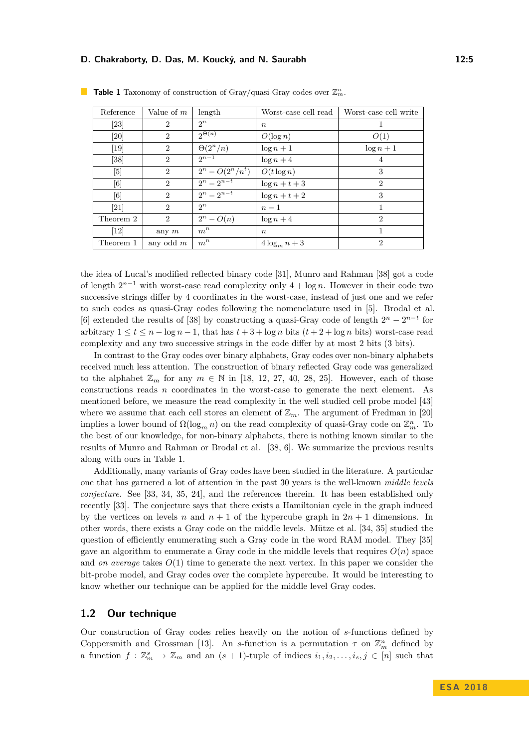**Table 1** Taxonomy of construction of Gray/quasi-Gray codes over $\mathbb{Z}_m^n$.

| Reference | Value of $m$ | length | Worst-case cell read | Worst-case cell write |
|---|---|---|---|---|
| [23] | 2 | $2^n$ | $n$ | 1 |
| [20] | 2 | $2^{\Theta(n)}$ | $O(\log n)$ | $O(1)$ |
| [19] | 2 | $\Theta(2^n/n)$ | $\log n + 1$ | $\log n + 1$ |
| [38] | 2 | $2^{n-1}$ | $\log n + 4$ | 4 |
| [5] | 2 | $2^n - O(2^n/n^t)$ | $O(t \log n)$ | 3 |
| [6] | 2 | $2^n - 2^{n-t}$ | $\log n + t + 3$ | 2 |
| [6] | 2 | $2^n - 2^{n-t}$ | $\log n + t + 2$ | 3 |
| [21] | 2 | $2^n$ | $n - 1$ | 1 |
| Theorem 2 | 2 | $2^n - O(n)$ | $\log n + 4$ | 2 |
| [12] | any $m$ | $m^n$ | $n$ | 1 |
| Theorem 1 | any odd $m$ | $m^n$ | $4 \log_m n + 3$ | 2 |

the idea of Lucal's modified reflected binary code [31], Munro and Rahman [38] got a code of length $2^{n-1}$ with worst-case read complexity only $4 + \log n$. However in their code two successive strings differ by 4 coordinates in the worst-case, instead of just one and we refer to such codes as quasi-Gray codes following the nomenclature used in [5]. Brodal et al. [6] extended the results of [38] by constructing a quasi-Gray code of length $2^n - 2^{n-t}$ for arbitrary $1 \le t \le n - \log n - 1$, that has $t + 3 + \log n$ bits ($t + 2 + \log n$ bits) worst-case read complexity and any two successive strings in the code differ by at most 2 bits (3 bits).

In contrast to the Gray codes over binary alphabets, Gray codes over non-binary alphabets received much less attention. The construction of binary reflected Gray code was generalized to the alphabet $\mathbb{Z}_m$ for any $m \in \mathbb{N}$ in [18, 12, 27, 40, 28, 25]. However, each of those constructions reads $n$ coordinates in the worst-case to generate the next element. As mentioned before, we measure the read complexity in the well studied cell probe model [43] where we assume that each cell stores an element of $\mathbb{Z}_m$. The argument of Fredman in [20] implies a lower bound of $\Omega(\log_m n)$ on the read complexity of quasi-Gray code on $\mathbb{Z}_m^n$. To the best of our knowledge, for non-binary alphabets, there is nothing known similar to the results of Munro and Rahman or Brodal et al. [38, 6]. We summarize the previous results along with ours in Table 1.

Additionally, many variants of Gray codes have been studied in the literature. A particular one that has garnered a lot of attention in the past 30 years is the well-known *middle levels conjecture*. See [33, 34, 35, 24], and the references therein. It has been established only recently [33]. The conjecture says that there exists a Hamiltonian cycle in the graph induced by the vertices on levels $n$ and $n + 1$ of the hypercube graph in $2n + 1$ dimensions. In other words, there exists a Gray code on the middle levels. Mütze et al. [34, 35] studied the question of efficiently enumerating such a Gray code in the word RAM model. They [35] gave an algorithm to enumerate a Gray code in the middle levels that requires $O(n)$ space and *on average* takes $O(1)$ time to generate the next vertex. In this paper we consider the bit-probe model, and Gray codes over the complete hypercube. It would be interesting to know whether our technique can be applied for the middle level Gray codes.

## 1.2 Our technique

Our construction of Gray codes relies heavily on the notion of $s$-functions defined by Coppersmith and Grossman [13]. An $s$-function is a permutation $\tau$ on $\mathbb{Z}_m^n$ defined by a function $f : \mathbb{Z}_m^s \to \mathbb{Z}_m$ and an $(s + 1)$-tuple of indices $i_1, i_2, \ldots, i_s, j \in [n]$ such that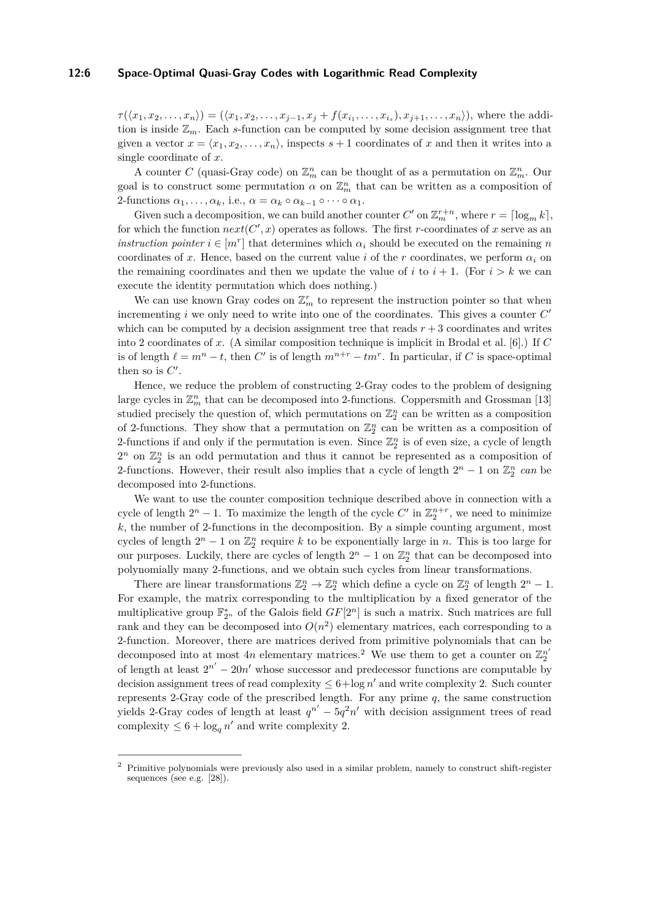$\tau(\langle x_1, x_2, \ldots, x_n \rangle) = (\langle x_1, x_2, \ldots, x_{j-1}, x_j + f(x_{i_1}, \ldots, x_{i_s}), x_{j+1}, \ldots, x_n \rangle)$, where the addition is inside $\mathbb{Z}_m$. Each $s$-function can be computed by some decision assignment tree that given a vector $x = \langle x_1, x_2, \ldots, x_n \rangle$, inspects $s+1$ coordinates of $x$ and then it writes into a single coordinate of $x$.

A counter $C$ (quasi-Gray code) on $\mathbb{Z}_m^n$ can be thought of as a permutation on $\mathbb{Z}_m^n$. Our goal is to construct some permutation $\alpha$ on $\mathbb{Z}_m^n$ that can be written as a composition of 2-functions $\alpha_1, \ldots, \alpha_k$, i.e., $\alpha = \alpha_k \circ \alpha_{k-1} \circ \cdots \circ \alpha_1$.

Given such a decomposition, we can build another counter $C'$ on $\mathbb{Z}_m^{r+n}$, where $r = \lceil \log_m k \rceil$, for which the function $next(C', x)$ operates as follows. The first $r$-coordinates of $x$ serve as an *instruction pointer* $i \in [m^r]$ that determines which $\alpha_i$ should be executed on the remaining $n$ coordinates of $x$. Hence, based on the current value $i$ of the $r$ coordinates, we perform $\alpha_i$ on the remaining coordinates and then we update the value of $i$ to $i+1$. (For $i > k$ we can execute the identity permutation which does nothing.)

We can use known Gray codes on $\mathbb{Z}_m^r$ to represent the instruction pointer so that when incrementing $i$ we only need to write into one of the coordinates. This gives a counter $C'$ which can be computed by a decision assignment tree that reads $r+3$ coordinates and writes into 2 coordinates of $x$. (A similar composition technique is implicit in Brodal et al. [6].) If $C$ is of length $\ell = m^n - t$, then $C'$ is of length $m^{n+r} - tm^r$. In particular, if $C$ is space-optimal then so is $C'$.

Hence, we reduce the problem of constructing 2-Gray codes to the problem of designing large cycles in $\mathbb{Z}_m^n$ that can be decomposed into 2-functions. Coppersmith and Grossman [13] studied precisely the question of, which permutations on $\mathbb{Z}_2^n$ can be written as a composition of 2-functions. They show that a permutation on $\mathbb{Z}_2^n$ can be written as a composition of 2-functions if and only if the permutation is even. Since $\mathbb{Z}_2^n$ is of even size, a cycle of length $2^n$ on $\mathbb{Z}_2^n$ is an odd permutation and thus it cannot be represented as a composition of 2-functions. However, their result also implies that a cycle of length $2^n - 1$ on $\mathbb{Z}_2^n$ *can* be decomposed into 2-functions.

We want to use the counter composition technique described above in connection with a cycle of length $2^n - 1$. To maximize the length of the cycle $C'$ in $\mathbb{Z}_2^{n+r}$, we need to minimize $k$, the number of 2-functions in the decomposition. By a simple counting argument, most cycles of length $2^n - 1$ on $\mathbb{Z}_2^n$ require $k$ to be exponentially large in $n$. This is too large for our purposes. Luckily, there are cycles of length $2^n - 1$ on $\mathbb{Z}_2^n$ that can be decomposed into polynomially many 2-functions, and we obtain such cycles from linear transformations.

There are linear transformations $\mathbb{Z}_2^n \to \mathbb{Z}_2^n$ which define a cycle on $\mathbb{Z}_2^n$ of length $2^n - 1$. For example, the matrix corresponding to the multiplication by a fixed generator of the multiplicative group $\mathbb{F}_{2^n}^*$ of the Galois field $GF[2^n]$ is such a matrix. Such matrices are full rank and they can be decomposed into $O(n^2)$ elementary matrices, each corresponding to a 2-function. Moreover, there are matrices derived from primitive polynomials that can be decomposed into at most $4n$ elementary matrices.[2] We use them to get a counter on $\mathbb{Z}_2^{n'}$ of length at least $2^{n'} - 20n'$ whose successor and predecessor functions are computable by decision assignment trees of read complexity $\leq 6 + \log n'$ and write complexity 2. Such counter represents 2-Gray code of the prescribed length. For any prime $q$, the same construction yields 2-Gray codes of length at least $q^{n'} - 5q^2n'$ with decision assignment trees of read complexity $\leq 6 + \log_q n'$ and write complexity 2.

[2] Primitive polynomials were previously also used in a similar problem, namely to construct shift-register sequences (see e.g. [28]).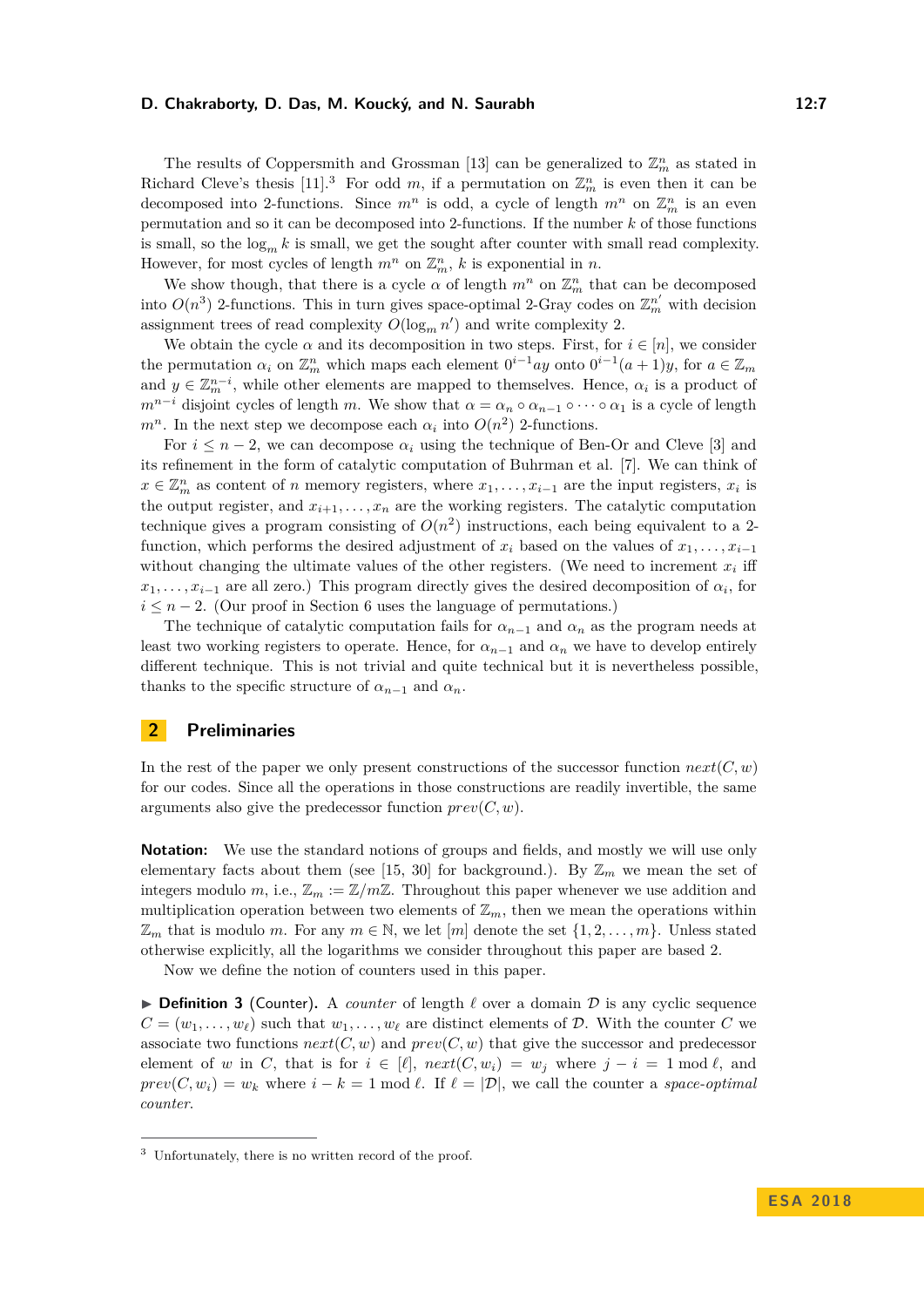The results of Coppersmith and Grossman [13] can be generalized to $\mathbb{Z}_m^n$ as stated in Richard Cleve's thesis [11].[3] For odd $m$, if a permutation on $\mathbb{Z}_m^n$ is even then it can be decomposed into 2-functions. Since $m^n$ is odd, a cycle of length $m^n$ on $\mathbb{Z}_m^n$ is an even permutation and so it can be decomposed into 2-functions. If the number $k$ of those functions is small, so the $\log_m k$ is small, we get the sought after counter with small read complexity. However, for most cycles of length $m^n$ on $\mathbb{Z}_m^n$, $k$ is exponential in $n$.

We show though, that there is a cycle $\alpha$ of length $m^n$ on $\mathbb{Z}_m^n$ that can be decomposed into $O(n^3)$ 2-functions. This in turn gives space-optimal 2-Gray codes on $\mathbb{Z}_m^{n'}$ with decision assignment trees of read complexity $O(\log_m n')$ and write complexity 2.

We obtain the cycle $\alpha$ and its decomposition in two steps. First, for $i \in [n]$, we consider the permutation $\alpha_i$ on $\mathbb{Z}_m^n$ which maps each element $0^{i-1}ay$ onto $0^{i-1}(a+1)y$, for $a \in \mathbb{Z}_m$ and $y \in \mathbb{Z}_m^{n-i}$, while other elements are mapped to themselves. Hence, $\alpha_i$ is a product of $m^{n-i}$ disjoint cycles of length $m$. We show that $\alpha = \alpha_n \circ \alpha_{n-1} \circ \cdots \circ \alpha_1$ is a cycle of length $m^n$. In the next step we decompose each $\alpha_i$ into $O(n^2)$ 2-functions.

For $i \leq n-2$, we can decompose $\alpha_i$ using the technique of Ben-Or and Cleve [3] and its refinement in the form of catalytic computation of Buhrman et al. [7]. We can think of $x \in \mathbb{Z}_m^n$ as content of $n$ memory registers, where $x_1, \ldots, x_{i-1}$ are the input registers, $x_i$ is the output register, and $x_{i+1}, \ldots, x_n$ are the working registers. The catalytic computation technique gives a program consisting of $O(n^2)$ instructions, each being equivalent to a 2-function, which performs the desired adjustment of $x_i$ based on the values of $x_1, \ldots, x_{i-1}$ without changing the ultimate values of the other registers. (We need to increment $x_i$ iff $x_1, \ldots, x_{i-1}$ are all zero.) This program directly gives the desired decomposition of $\alpha_i$, for $i \leq n-2$. (Our proof in Section 6 uses the language of permutations.)

The technique of catalytic computation fails for $\alpha_{n-1}$ and $\alpha_n$ as the program needs at least two working registers to operate. Hence, for $\alpha_{n-1}$ and $\alpha_n$ we have to develop entirely different technique. This is not trivial and quite technical but it is nevertheless possible, thanks to the specific structure of $\alpha_{n-1}$ and $\alpha_n$.

## 2 Preliminaries

In the rest of the paper we only present constructions of the successor function $next(C, w)$ for our codes. Since all the operations in those constructions are readily invertible, the same arguments also give the predecessor function $prev(C, w)$.

**Notation:** We use the standard notions of groups and fields, and mostly we will use only elementary facts about them (see [15, 30] for background.). By $\mathbb{Z}_m$ we mean the set of integers modulo $m$, i.e., $\mathbb{Z}_m := \mathbb{Z}/m\mathbb{Z}$. Throughout this paper whenever we use addition and multiplication operation between two elements of $\mathbb{Z}_m$, then we mean the operations within $\mathbb{Z}_m$ that is modulo $m$. For any $m \in \mathbb{N}$, we let $[m]$ denote the set $\{1, 2, \ldots, m\}$. Unless stated otherwise explicitly, all the logarithms we consider throughout this paper are based 2.

Now we define the notion of counters used in this paper.

▶ **Definition 3** (Counter). A *counter* of length $\ell$ over a domain $\mathcal{D}$ is any cyclic sequence $C = (w_1, \ldots, w_\ell)$ such that $w_1, \ldots, w_\ell$ are distinct elements of $\mathcal{D}$. With the counter $C$ we associate two functions $next(C, w)$ and $prev(C, w)$ that give the successor and predecessor element of $w$ in $C$, that is for $i \in [\ell]$, $next(C, w_i) = w_j$ where $j - i = 1 \bmod \ell$, and $prev(C, w_i) = w_k$ where $i - k = 1 \bmod \ell$. If $\ell = |\mathcal{D}|$, we call the counter a *space-optimal counter*.

[3] Unfortunately, there is no written record of the proof.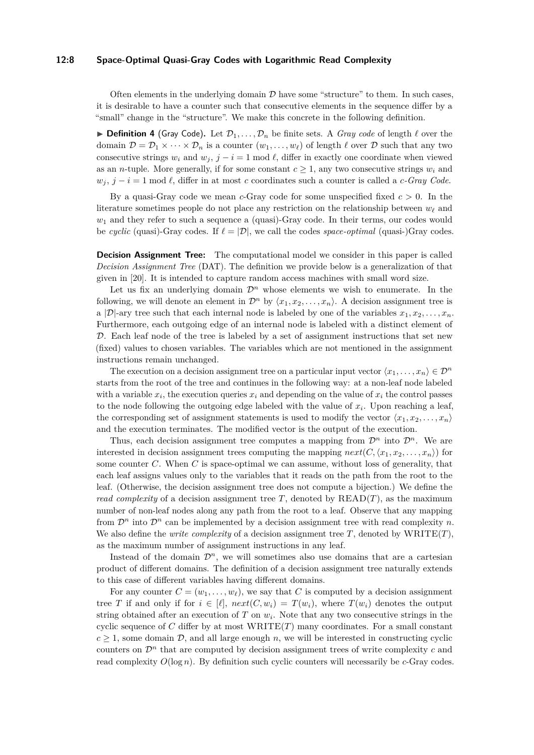Often elements in the underlying domain $\mathcal{D}$ have some "structure" to them. In such cases, it is desirable to have a counter such that consecutive elements in the sequence differ by a "small" change in the "structure". We make this concrete in the following definition.

▶ **Definition 4** (Gray Code)**.** Let $\mathcal{D}_1, \ldots, \mathcal{D}_n$ be finite sets. A *Gray code* of length $\ell$ over the domain $\mathcal{D} = \mathcal{D}_1 \times \cdots \times \mathcal{D}_n$ is a counter $(w_1, \ldots, w_\ell)$ of length $\ell$ over $\mathcal{D}$ such that any two consecutive strings $w_i$ and $w_j$, $j - i = 1 \bmod \ell$, differ in exactly one coordinate when viewed as an $n$-tuple. More generally, if for some constant $c \geq 1$, any two consecutive strings $w_i$ and $w_j$, $j - i = 1 \bmod \ell$, differ in at most $c$ coordinates such a counter is called a *c-Gray Code*.

By a quasi-Gray code we mean $c$-Gray code for some unspecified fixed $c > 0$. In the literature sometimes people do not place any restriction on the relationship between $w_\ell$ and $w_1$ and they refer to such a sequence a (quasi)-Gray code. In their terms, our codes would be *cyclic* (quasi)-Gray codes. If $\ell = |\mathcal{D}|$, we call the codes *space-optimal* (quasi-)Gray codes.

**Decision Assignment Tree:** The computational model we consider in this paper is called *Decision Assignment Tree* (DAT). The definition we provide below is a generalization of that given in [20]. It is intended to capture random access machines with small word size.

Let us fix an underlying domain $\mathcal{D}^n$ whose elements we wish to enumerate. In the following, we will denote an element in $\mathcal{D}^n$ by $\langle x_1, x_2, \ldots, x_n \rangle$. A decision assignment tree is a $|\mathcal{D}|$-ary tree such that each internal node is labeled by one of the variables $x_1, x_2, \ldots, x_n$. Furthermore, each outgoing edge of an internal node is labeled with a distinct element of $\mathcal{D}$. Each leaf node of the tree is labeled by a set of assignment instructions that set new (fixed) values to chosen variables. The variables which are not mentioned in the assignment instructions remain unchanged.

The execution on a decision assignment tree on a particular input vector $\langle x_1, \ldots, x_n \rangle \in \mathcal{D}^n$ starts from the root of the tree and continues in the following way: at a non-leaf node labeled with a variable $x_i$, the execution queries $x_i$ and depending on the value of $x_i$ the control passes to the node following the outgoing edge labeled with the value of $x_i$. Upon reaching a leaf, the corresponding set of assignment statements is used to modify the vector $\langle x_1, x_2, \ldots, x_n \rangle$ and the execution terminates. The modified vector is the output of the execution.

Thus, each decision assignment tree computes a mapping from $\mathcal{D}^n$ into $\mathcal{D}^n$. We are interested in decision assignment trees computing the mapping $next(C, \langle x_1, x_2, \ldots, x_n \rangle)$ for some counter $C$. When $C$ is space-optimal we can assume, without loss of generality, that each leaf assigns values only to the variables that it reads on the path from the root to the leaf. (Otherwise, the decision assignment tree does not compute a bijection.) We define the *read complexity* of a decision assignment tree $T$, denoted by $\mathrm{READ}(T)$, as the maximum number of non-leaf nodes along any path from the root to a leaf. Observe that any mapping from $\mathcal{D}^n$ into $\mathcal{D}^n$ can be implemented by a decision assignment tree with read complexity $n$. We also define the *write complexity* of a decision assignment tree $T$, denoted by $\mathrm{WRITE}(T)$, as the maximum number of assignment instructions in any leaf.

Instead of the domain $\mathcal{D}^n$, we will sometimes also use domains that are a cartesian product of different domains. The definition of a decision assignment tree naturally extends to this case of different variables having different domains.

For any counter $C = (w_1, \ldots, w_\ell)$, we say that $C$ is computed by a decision assignment tree $T$ if and only if for $i \in [\ell]$, $next(C, w_i) = T(w_i)$, where $T(w_i)$ denotes the output string obtained after an execution of $T$ on $w_i$. Note that any two consecutive strings in the cyclic sequence of $C$ differ by at most $\mathrm{WRITE}(T)$ many coordinates. For a small constant $c \geq 1$, some domain $\mathcal{D}$, and all large enough $n$, we will be interested in constructing cyclic counters on $\mathcal{D}^n$ that are computed by decision assignment trees of write complexity $c$ and read complexity $O(\log n)$. By definition such cyclic counters will necessarily be $c$-Gray codes.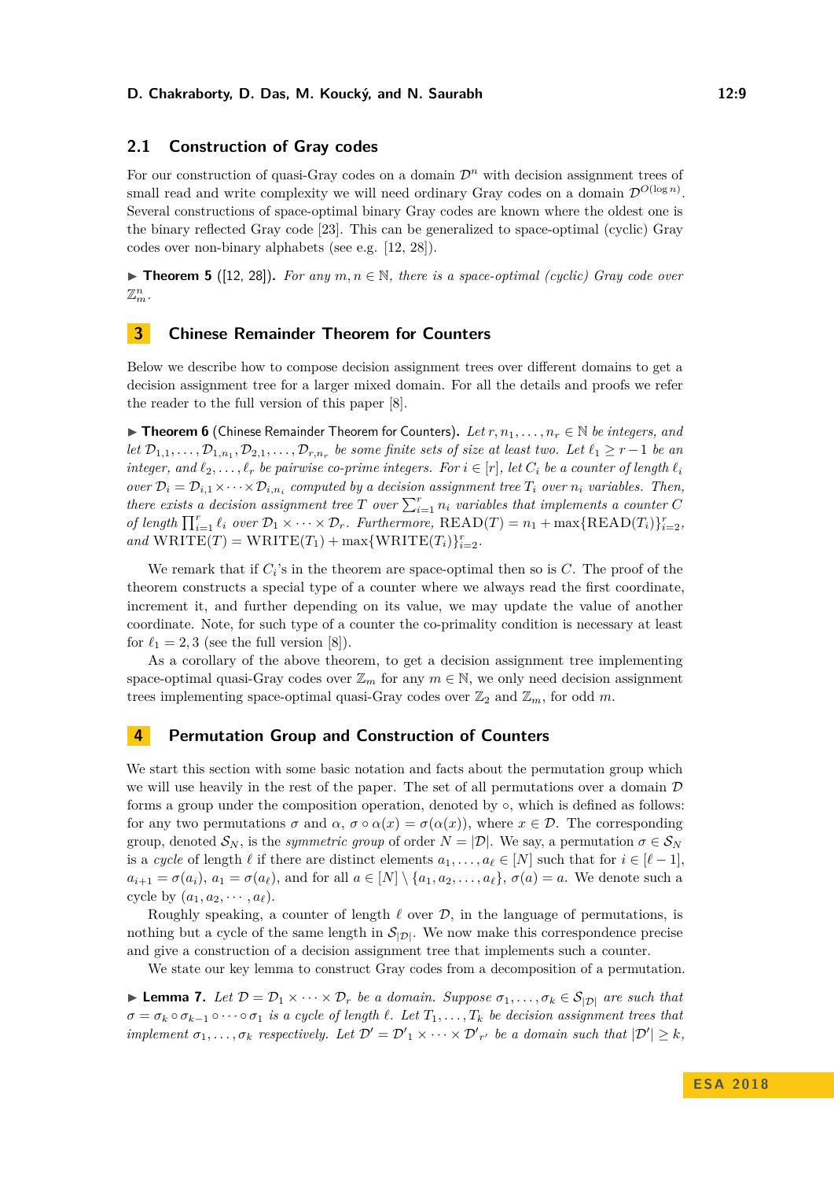### 2.1 Construction of Gray codes

For our construction of quasi-Gray codes on a domain $\mathcal{D}^n$ with decision assignment trees of small read and write complexity we will need ordinary Gray codes on a domain $\mathcal{D}^{O(\log n)}$. Several constructions of space-optimal binary Gray codes are known where the oldest one is the binary reflected Gray code [23]. This can be generalized to space-optimal (cyclic) Gray codes over non-binary alphabets (see e.g. [12, 28]).

▶ **Theorem 5** ([12, 28]). *For any $m, n \in \mathbb{N}$, there is a space-optimal (cyclic) Gray code over $\mathbb{Z}_m^n$.*

## 3 Chinese Remainder Theorem for Counters

Below we describe how to compose decision assignment trees over different domains to get a decision assignment tree for a larger mixed domain. For all the details and proofs we refer the reader to the full version of this paper [8].

▶ **Theorem 6** (Chinese Remainder Theorem for Counters). *Let $r, n_1, \ldots, n_r \in \mathbb{N}$ be integers, and let $\mathcal{D}_{1,1}, \ldots, \mathcal{D}_{1,n_1}, \mathcal{D}_{2,1}, \ldots, \mathcal{D}_{r,n_r}$ be some finite sets of size at least two. Let $\ell_1 \geq r-1$ be an integer, and $\ell_2, \ldots, \ell_r$ be pairwise co-prime integers. For $i \in [r]$, let $C_i$ be a counter of length $\ell_i$ over $\mathcal{D}_i = \mathcal{D}_{i,1} \times \cdots \times \mathcal{D}_{i,n_i}$ computed by a decision assignment tree $T_i$ over $n_i$ variables. Then, there exists a decision assignment tree $T$ over $\sum_{i=1}^{r} n_i$ variables that implements a counter $C$ of length $\prod_{i=1}^{r} \ell_i$ over $\mathcal{D}_1 \times \cdots \times \mathcal{D}_r$. Furthermore, $\mathrm{READ}(T) = n_1 + \max\{\mathrm{READ}(T_i)\}_{i=2}^{r}$, and $\mathrm{WRITE}(T) = \mathrm{WRITE}(T_1) + \max\{\mathrm{WRITE}(T_i)\}_{i=2}^{r}$.*

We remark that if $C_i$'s in the theorem are space-optimal then so is $C$. The proof of the theorem constructs a special type of a counter where we always read the first coordinate, increment it, and further depending on its value, we may update the value of another coordinate. Note, for such type of a counter the co-primality condition is necessary at least for $\ell_1 = 2, 3$ (see the full version [8]).

As a corollary of the above theorem, to get a decision assignment tree implementing space-optimal quasi-Gray codes over $\mathbb{Z}_m$ for any $m \in \mathbb{N}$, we only need decision assignment trees implementing space-optimal quasi-Gray codes over $\mathbb{Z}_2$ and $\mathbb{Z}_m$, for odd $m$.

## 4 Permutation Group and Construction of Counters

We start this section with some basic notation and facts about the permutation group which we will use heavily in the rest of the paper. The set of all permutations over a domain $\mathcal{D}$ forms a group under the composition operation, denoted by $\circ$, which is defined as follows: for any two permutations $\sigma$ and $\alpha$, $\sigma \circ \alpha(x) = \sigma(\alpha(x))$, where $x \in \mathcal{D}$. The corresponding group, denoted $\mathcal{S}_N$, is the *symmetric group* of order $N = |\mathcal{D}|$. We say, a permutation $\sigma \in \mathcal{S}_N$ is a *cycle* of length $\ell$ if there are distinct elements $a_1, \ldots, a_\ell \in [N]$ such that for $i \in [\ell - 1]$, $a_{i+1} = \sigma(a_i)$, $a_1 = \sigma(a_\ell)$, and for all $a \in [N] \setminus \{a_1, a_2, \ldots, a_\ell\}$, $\sigma(a) = a$. We denote such a cycle by $(a_1, a_2, \cdots, a_\ell)$.

Roughly speaking, a counter of length $\ell$ over $\mathcal{D}$, in the language of permutations, is nothing but a cycle of the same length in $\mathcal{S}_{|\mathcal{D}|}$. We now make this correspondence precise and give a construction of a decision assignment tree that implements such a counter.

We state our key lemma to construct Gray codes from a decomposition of a permutation.

▶ **Lemma 7.** *Let $\mathcal{D} = \mathcal{D}_1 \times \cdots \times \mathcal{D}_r$ be a domain. Suppose $\sigma_1, \ldots, \sigma_k \in \mathcal{S}_{|\mathcal{D}|}$ are such that $\sigma = \sigma_k \circ \sigma_{k-1} \circ \cdots \circ \sigma_1$ is a cycle of length $\ell$. Let $T_1, \ldots, T_k$ be decision assignment trees that implement $\sigma_1, \ldots, \sigma_k$ respectively. Let $\mathcal{D}' = \mathcal{D}'_1 \times \cdots \times \mathcal{D}'_{r'}$ be a domain such that $|\mathcal{D}'| \geq k$,*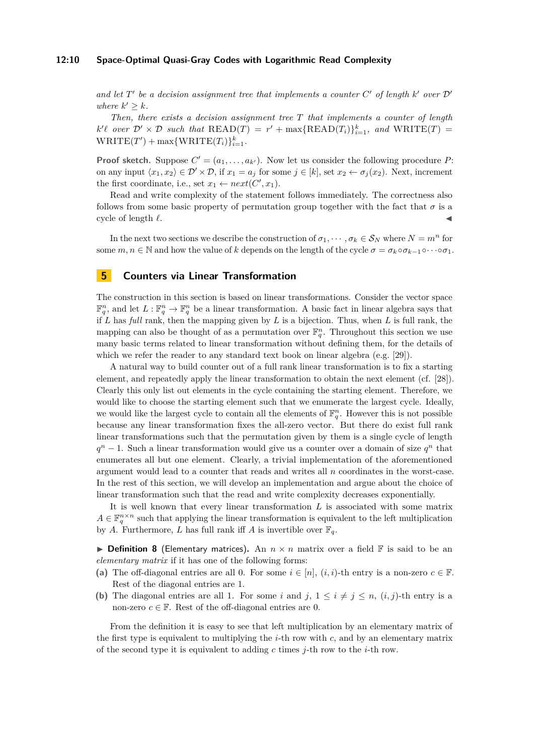*and let $T'$ be a decision assignment tree that implements a counter $C'$ of length $k'$ over $\mathcal{D}'$ where $k' \geq k$.*

*Then, there exists a decision assignment tree $T$ that implements a counter of length $k'\ell$ over $\mathcal{D}' \times \mathcal{D}$ such that* $\text{READ}(T) = r' + \max\{\text{READ}(T_i)\}_{i=1}^{k}$, *and* $\text{WRITE}(T) = \text{WRITE}(T') + \max\{\text{WRITE}(T_i)\}_{i=1}^{k}$.

**Proof sketch.** Suppose $C' = (a_1, \ldots, a_{k'})$. Now let us consider the following procedure $P$: on any input $\langle x_1, x_2 \rangle \in \mathcal{D}' \times \mathcal{D}$, if $x_1 = a_j$ for some $j \in [k]$, set $x_2 \leftarrow \sigma_j(x_2)$. Next, increment the first coordinate, i.e., set $x_1 \leftarrow next(C', x_1)$.

Read and write complexity of the statement follows immediately. The correctness also follows from some basic property of permutation group together with the fact that $\sigma$ is a cycle of length $\ell$. ◀

In the next two sections we describe the construction of $\sigma_1, \cdots, \sigma_k \in \mathcal{S}_N$ where $N = m^n$ for some $m, n \in \mathbb{N}$ and how the value of $k$ depends on the length of the cycle $\sigma = \sigma_k \circ \sigma_{k-1} \circ \cdots \circ \sigma_1$.

# 5 Counters via Linear Transformation

The construction in this section is based on linear transformations. Consider the vector space $\mathbb{F}_q^n$, and let $L : \mathbb{F}_q^n \to \mathbb{F}_q^n$ be a linear transformation. A basic fact in linear algebra says that if $L$ has *full* rank, then the mapping given by $L$ is a bijection. Thus, when $L$ is full rank, the mapping can also be thought of as a permutation over $\mathbb{F}_q^n$. Throughout this section we use many basic terms related to linear transformation without defining them, for the details of which we refer the reader to any standard text book on linear algebra (e.g. [29]).

A natural way to build counter out of a full rank linear transformation is to fix a starting element, and repeatedly apply the linear transformation to obtain the next element (cf. [28]). Clearly this only list out elements in the cycle containing the starting element. Therefore, we would like to choose the starting element such that we enumerate the largest cycle. Ideally, we would like the largest cycle to contain all the elements of $\mathbb{F}_q^n$. However this is not possible because any linear transformation fixes the all-zero vector. But there do exist full rank linear transformations such that the permutation given by them is a single cycle of length $q^n - 1$. Such a linear transformation would give us a counter over a domain of size $q^n$ that enumerates all but one element. Clearly, a trivial implementation of the aforementioned argument would lead to a counter that reads and writes all $n$ coordinates in the worst-case. In the rest of this section, we will develop an implementation and argue about the choice of linear transformation such that the read and write complexity decreases exponentially.

It is well known that every linear transformation $L$ is associated with some matrix $A \in \mathbb{F}_q^{n \times n}$ such that applying the linear transformation is equivalent to the left multiplication by $A$. Furthermore, $L$ has full rank iff $A$ is invertible over $\mathbb{F}_q$.

▶ **Definition 8** (Elementary matrices). An $n \times n$ matrix over a field $\mathbb{F}$ is said to be an *elementary matrix* if it has one of the following forms:

**(a)** The off-diagonal entries are all 0. For some $i \in [n]$, $(i, i)$-th entry is a non-zero $c \in \mathbb{F}$. Rest of the diagonal entries are 1.

**(b)** The diagonal entries are all 1. For some $i$ and $j$, $1 \leq i \neq j \leq n$, $(i, j)$-th entry is a non-zero $c \in \mathbb{F}$. Rest of the off-diagonal entries are 0.

From the definition it is easy to see that left multiplication by an elementary matrix of the first type is equivalent to multiplying the $i$-th row with $c$, and by an elementary matrix of the second type it is equivalent to adding $c$ times $j$-th row to the $i$-th row.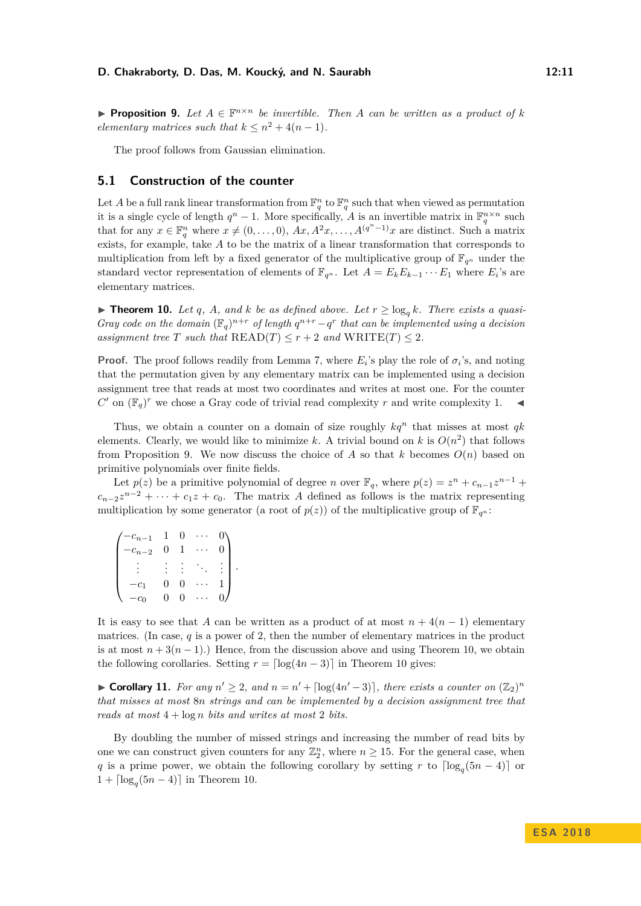▶ **Proposition 9.** *Let $A \in \mathbb{F}^{n\times n}$ be invertible. Then $A$ can be written as a product of $k$ elementary matrices such that $k \le n^2 + 4(n-1)$.*

The proof follows from Gaussian elimination.

## 5.1 Construction of the counter

Let $A$ be a full rank linear transformation from $\mathbb{F}_q^n$ to $\mathbb{F}_q^n$ such that when viewed as permutation it is a single cycle of length $q^n - 1$. More specifically, $A$ is an invertible matrix in $\mathbb{F}_q^{n\times n}$ such that for any $x \in \mathbb{F}_q^n$ where $x \ne (0,\dots,0)$, $Ax, A^2x, \dots, A^{(q^n-1)}x$ are distinct. Such a matrix exists, for example, take $A$ to be the matrix of a linear transformation that corresponds to multiplication from left by a fixed generator of the multiplicative group of $\mathbb{F}_{q^n}$ under the standard vector representation of elements of $\mathbb{F}_{q^n}$. Let $A = E_k E_{k-1}\cdots E_1$ where $E_i$'s are elementary matrices.

▶ **Theorem 10.** *Let $q$, $A$, and $k$ be as defined above. Let $r \ge \log_q k$. There exists a quasi-Gray code on the domain $(\mathbb{F}_q)^{n+r}$ of length $q^{n+r} - q^r$ that can be implemented using a decision assignment tree $T$ such that $\mathrm{READ}(T) \le r+2$ and $\mathrm{WRITE}(T) \le 2$.*

**Proof.** The proof follows readily from Lemma 7, where $E_i$'s play the role of $\sigma_i$'s, and noting that the permutation given by any elementary matrix can be implemented using a decision assignment tree that reads at most two coordinates and writes at most one. For the counter $C'$ on $(\mathbb{F}_q)^r$ we chose a Gray code of trivial read complexity $r$ and write complexity 1. ◀

Thus, we obtain a counter on a domain of size roughly $kq^n$ that misses at most $qk$ elements. Clearly, we would like to minimize $k$. A trivial bound on $k$ is $O(n^2)$ that follows from Proposition 9. We now discuss the choice of $A$ so that $k$ becomes $O(n)$ based on primitive polynomials over finite fields.

Let $p(z)$ be a primitive polynomial of degree $n$ over $\mathbb{F}_q$, where $p(z) = z^n + c_{n-1}z^{n-1} + c_{n-2}z^{n-2} + \cdots + c_1 z + c_0$. The matrix $A$ defined as follows is the matrix representing multiplication by some generator (a root of $p(z)$) of the multiplicative group of $\mathbb{F}_{q^n}$:

$$\begin{pmatrix} -c_{n-1} & 1 & 0 & \cdots & 0 \\ -c_{n-2} & 0 & 1 & \cdots & 0 \\ \vdots & \vdots & \vdots & \ddots & \vdots \\ -c_1 & 0 & 0 & \cdots & 1 \\ -c_0 & 0 & 0 & \cdots & 0 \end{pmatrix}.$$

It is easy to see that $A$ can be written as a product of at most $n + 4(n-1)$ elementary matrices. (In case, $q$ is a power of 2, then the number of elementary matrices in the product is at most $n + 3(n-1)$.) Hence, from the discussion above and using Theorem 10, we obtain the following corollaries. Setting $r = \lceil \log(4n-3) \rceil$ in Theorem 10 gives:

▶ **Corollary 11.** *For any $n' \ge 2$, and $n = n' + \lceil \log(4n'-3) \rceil$, there exists a counter on $(\mathbb{Z}_2)^n$ that misses at most $8n$ strings and can be implemented by a decision assignment tree that reads at most $4 + \log n$ bits and writes at most 2 bits.*

By doubling the number of missed strings and increasing the number of read bits by one we can construct given counters for any $\mathbb{Z}_2^n$, where $n \ge 15$. For the general case, when $q$ is a prime power, we obtain the following corollary by setting $r$ to $\lceil \log_q(5n-4) \rceil$ or $1 + \lceil \log_q(5n-4) \rceil$ in Theorem 10.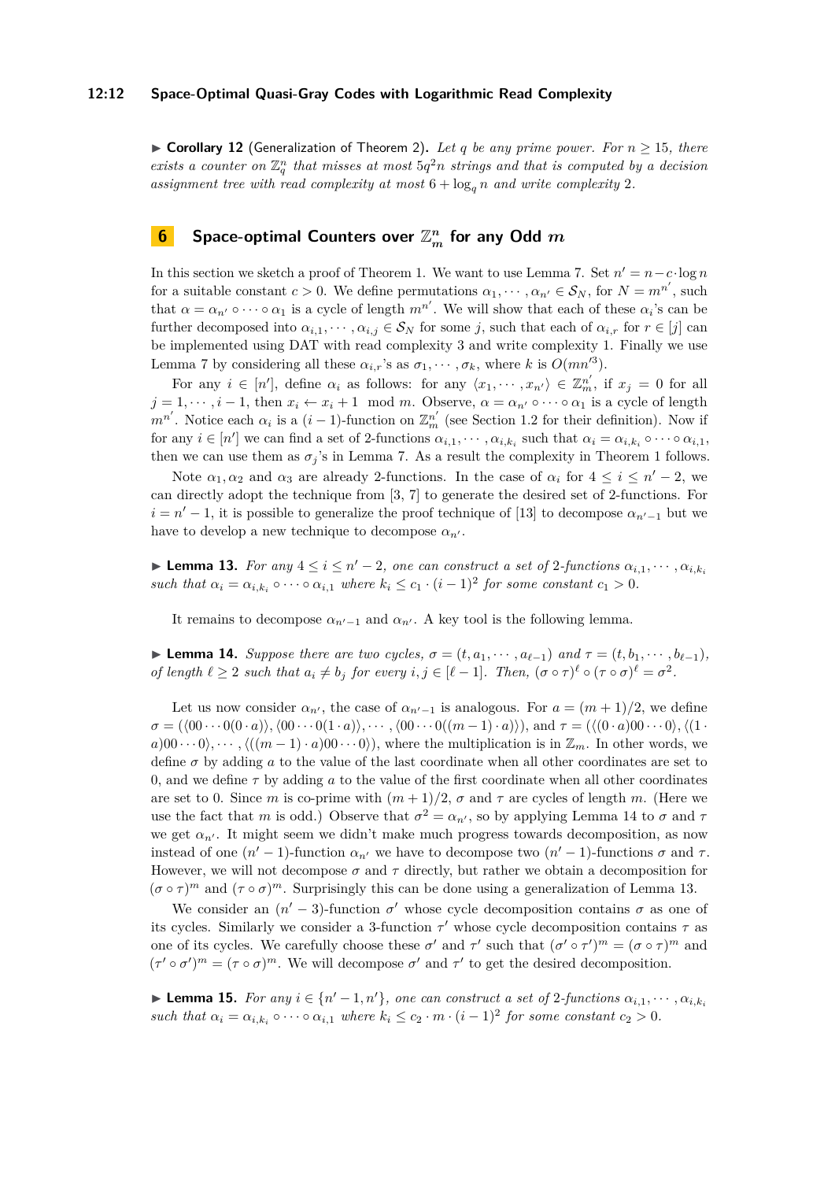▶ **Corollary 12** (Generalization of Theorem 2)**.** *Let $q$ be any prime power. For $n \geq 15$, there exists a counter on $\mathbb{Z}_q^n$ that misses at most $5q^2n$ strings and that is computed by a decision assignment tree with read complexity at most $6 + \log_q n$ and write complexity 2.*

## 6 Space-optimal Counters over $\mathbb{Z}_m^n$ for any Odd $m$

In this section we sketch a proof of Theorem 1. We want to use Lemma 7. Set $n' = n - c \cdot \log n$ for a suitable constant $c > 0$. We define permutations $\alpha_1, \cdots, \alpha_{n'} \in \mathcal{S}_N$, for $N = m^{n'}$, such that $\alpha = \alpha_{n'} \circ \cdots \circ \alpha_1$ is a cycle of length $m^{n'}$. We will show that each of these $\alpha_i$'s can be further decomposed into $\alpha_{i,1}, \cdots, \alpha_{i,j} \in \mathcal{S}_N$ for some $j$, such that each of $\alpha_{i,r}$ for $r \in [j]$ can be implemented using DAT with read complexity 3 and write complexity 1. Finally we use Lemma 7 by considering all these $\alpha_{i,r}$'s as $\sigma_1, \cdots, \sigma_k$, where $k$ is $O(mn'^3)$.

For any $i \in [n']$, define $\alpha_i$ as follows: for any $\langle x_1, \cdots, x_{n'} \rangle \in \mathbb{Z}_m^{n'}$, if $x_j = 0$ for all $j = 1, \cdots, i-1$, then $x_i \leftarrow x_i + 1 \mod m$. Observe, $\alpha = \alpha_{n'} \circ \cdots \circ \alpha_1$ is a cycle of length $m^{n'}$. Notice each $\alpha_i$ is a $(i-1)$-function on $\mathbb{Z}_m^{n'}$ (see Section 1.2 for their definition). Now if for any $i \in [n']$ we can find a set of 2-functions $\alpha_{i,1}, \cdots, \alpha_{i,k_i}$ such that $\alpha_i = \alpha_{i,k_i} \circ \cdots \circ \alpha_{i,1}$, then we can use them as $\sigma_j$'s in Lemma 7. As a result the complexity in Theorem 1 follows.

Note $\alpha_1, \alpha_2$ and $\alpha_3$ are already 2-functions. In the case of $\alpha_i$ for $4 \leq i \leq n'-2$, we can directly adopt the technique from [3, 7] to generate the desired set of 2-functions. For $i = n'-1$, it is possible to generalize the proof technique of [13] to decompose $\alpha_{n'-1}$ but we have to develop a new technique to decompose $\alpha_{n'}$.

▶ **Lemma 13.** *For any $4 \leq i \leq n'-2$, one can construct a set of 2-functions $\alpha_{i,1}, \cdots, \alpha_{i,k_i}$ such that $\alpha_i = \alpha_{i,k_i} \circ \cdots \circ \alpha_{i,1}$ where $k_i \leq c_1 \cdot (i-1)^2$ for some constant $c_1 > 0$.*

It remains to decompose $\alpha_{n'-1}$ and $\alpha_{n'}$. A key tool is the following lemma.

▶ **Lemma 14.** *Suppose there are two cycles, $\sigma = (t, a_1, \cdots, a_{\ell-1})$ and $\tau = (t, b_1, \cdots, b_{\ell-1})$, of length $\ell \geq 2$ such that $a_i \neq b_j$ for every $i, j \in [\ell-1]$. Then, $(\sigma \circ \tau)^\ell \circ (\tau \circ \sigma)^\ell = \sigma^2$.*

Let us now consider $\alpha_{n'}$, the case of $\alpha_{n'-1}$ is analogous. For $a = (m+1)/2$, we define $\sigma = (\langle 00 \cdots 0(0 \cdot a)\rangle, \langle 00 \cdots 0(1 \cdot a)\rangle, \cdots, \langle 00 \cdots 0((m-1) \cdot a)\rangle)$, and $\tau = (\langle (0 \cdot a)00 \cdots 0\rangle, \langle (1 \cdot a)00 \cdots 0\rangle, \cdots, \langle ((m-1) \cdot a)00 \cdots 0\rangle)$, where the multiplication is in $\mathbb{Z}_m$. In other words, we define $\sigma$ by adding $a$ to the value of the last coordinate when all other coordinates are set to 0, and we define $\tau$ by adding $a$ to the value of the first coordinate when all other coordinates are set to 0. Since $m$ is co-prime with $(m+1)/2$, $\sigma$ and $\tau$ are cycles of length $m$. (Here we use the fact that $m$ is odd.) Observe that $\sigma^2 = \alpha_{n'}$, so by applying Lemma 14 to $\sigma$ and $\tau$ we get $\alpha_{n'}$. It might seem we didn't make much progress towards decomposition, as now instead of one $(n'-1)$-function $\alpha_{n'}$ we have to decompose two $(n'-1)$-functions $\sigma$ and $\tau$. However, we will not decompose $\sigma$ and $\tau$ directly, but rather we obtain a decomposition for $(\sigma \circ \tau)^m$ and $(\tau \circ \sigma)^m$. Surprisingly this can be done using a generalization of Lemma 13.

We consider an $(n'-3)$-function $\sigma'$ whose cycle decomposition contains $\sigma$ as one of its cycles. Similarly we consider a 3-function $\tau'$ whose cycle decomposition contains $\tau$ as one of its cycles. We carefully choose these $\sigma'$ and $\tau'$ such that $(\sigma' \circ \tau')^m = (\sigma \circ \tau)^m$ and $(\tau' \circ \sigma')^m = (\tau \circ \sigma)^m$. We will decompose $\sigma'$ and $\tau'$ to get the desired decomposition.

▶ **Lemma 15.** *For any $i \in \{n'-1, n'\}$, one can construct a set of 2-functions $\alpha_{i,1}, \cdots, \alpha_{i,k_i}$ such that $\alpha_i = \alpha_{i,k_i} \circ \cdots \circ \alpha_{i,1}$ where $k_i \leq c_2 \cdot m \cdot (i-1)^2$ for some constant $c_2 > 0$.*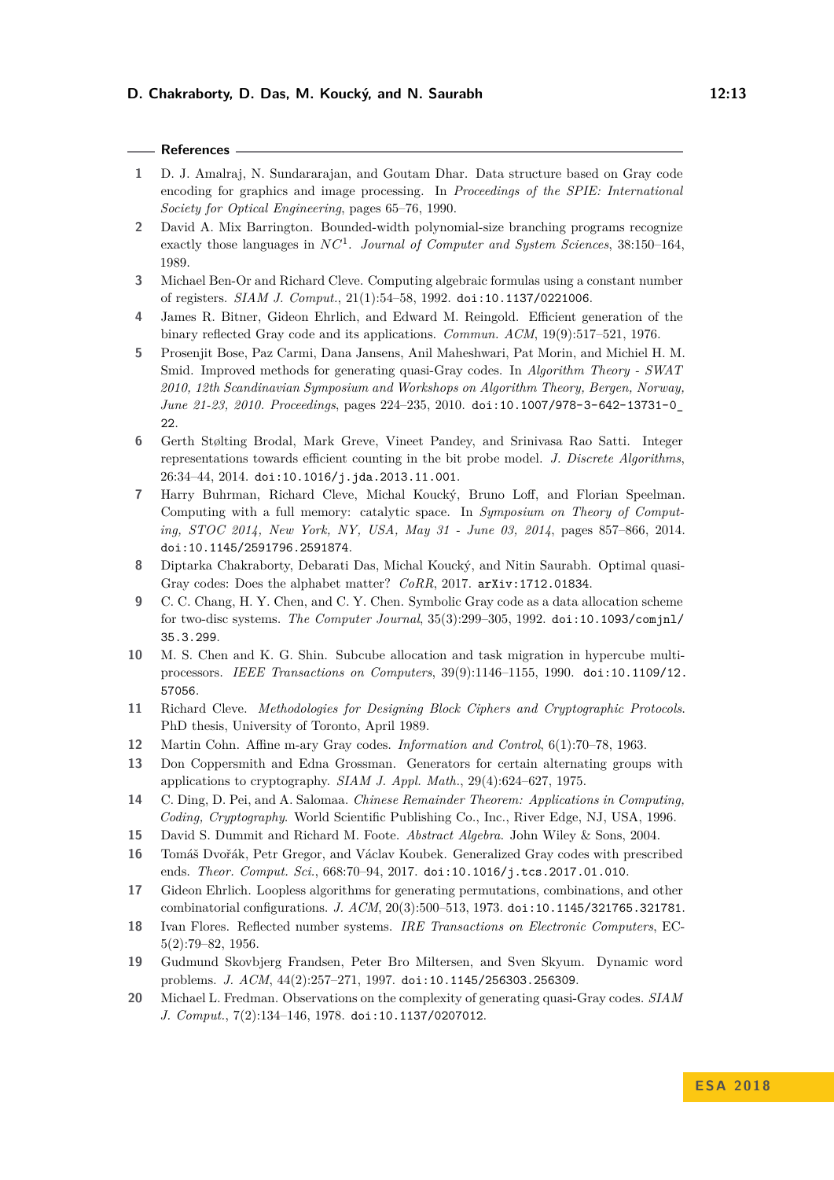## References

1. D. J. Amalraj, N. Sundararajan, and Goutam Dhar. Data structure based on Gray code encoding for graphics and image processing. In *Proceedings of the SPIE: International Society for Optical Engineering*, pages 65–76, 1990.
2. David A. Mix Barrington. Bounded-width polynomial-size branching programs recognize exactly those languages in $NC^1$. *Journal of Computer and System Sciences*, 38:150–164, 1989.
3. Michael Ben-Or and Richard Cleve. Computing algebraic formulas using a constant number of registers. *SIAM J. Comput.*, 21(1):54–58, 1992. doi:10.1137/0221006.
4. James R. Bitner, Gideon Ehrlich, and Edward M. Reingold. Efficient generation of the binary reflected Gray code and its applications. *Commun. ACM*, 19(9):517–521, 1976.
5. Prosenjit Bose, Paz Carmi, Dana Jansens, Anil Maheshwari, Pat Morin, and Michiel H. M. Smid. Improved methods for generating quasi-Gray codes. In *Algorithm Theory - SWAT 2010, 12th Scandinavian Symposium and Workshops on Algorithm Theory, Bergen, Norway, June 21-23, 2010. Proceedings*, pages 224–235, 2010. doi:10.1007/978-3-642-13731-0_22.
6. Gerth Stølting Brodal, Mark Greve, Vineet Pandey, and Srinivasa Rao Satti. Integer representations towards efficient counting in the bit probe model. *J. Discrete Algorithms*, 26:34–44, 2014. doi:10.1016/j.jda.2013.11.001.
7. Harry Buhrman, Richard Cleve, Michal Koucký, Bruno Loff, and Florian Speelman. Computing with a full memory: catalytic space. In *Symposium on Theory of Computing, STOC 2014, New York, NY, USA, May 31 - June 03, 2014*, pages 857–866, 2014. doi:10.1145/2591796.2591874.
8. Diptarka Chakraborty, Debarati Das, Michal Koucký, and Nitin Saurabh. Optimal quasi-Gray codes: Does the alphabet matter? *CoRR*, 2017. arXiv:1712.01834.
9. C. C. Chang, H. Y. Chen, and C. Y. Chen. Symbolic Gray code as a data allocation scheme for two-disc systems. *The Computer Journal*, 35(3):299–305, 1992. doi:10.1093/comjnl/35.3.299.
10. M. S. Chen and K. G. Shin. Subcube allocation and task migration in hypercube multiprocessors. *IEEE Transactions on Computers*, 39(9):1146–1155, 1990. doi:10.1109/12.57056.
11. Richard Cleve. *Methodologies for Designing Block Ciphers and Cryptographic Protocols*. PhD thesis, University of Toronto, April 1989.
12. Martin Cohn. Affine m-ary Gray codes. *Information and Control*, 6(1):70–78, 1963.
13. Don Coppersmith and Edna Grossman. Generators for certain alternating groups with applications to cryptography. *SIAM J. Appl. Math.*, 29(4):624–627, 1975.
14. C. Ding, D. Pei, and A. Salomaa. *Chinese Remainder Theorem: Applications in Computing, Coding, Cryptography*. World Scientific Publishing Co., Inc., River Edge, NJ, USA, 1996.
15. David S. Dummit and Richard M. Foote. *Abstract Algebra*. John Wiley & Sons, 2004.
16. Tomáš Dvořák, Petr Gregor, and Václav Koubek. Generalized Gray codes with prescribed ends. *Theor. Comput. Sci.*, 668:70–94, 2017. doi:10.1016/j.tcs.2017.01.010.
17. Gideon Ehrlich. Loopless algorithms for generating permutations, combinations, and other combinatorial configurations. *J. ACM*, 20(3):500–513, 1973. doi:10.1145/321765.321781.
18. Ivan Flores. Reflected number systems. *IRE Transactions on Electronic Computers*, EC-5(2):79–82, 1956.
19. Gudmund Skovbjerg Frandsen, Peter Bro Miltersen, and Sven Skyum. Dynamic word problems. *J. ACM*, 44(2):257–271, 1997. doi:10.1145/256303.256309.
20. Michael L. Fredman. Observations on the complexity of generating quasi-Gray codes. *SIAM J. Comput.*, 7(2):134–146, 1978. doi:10.1137/0207012.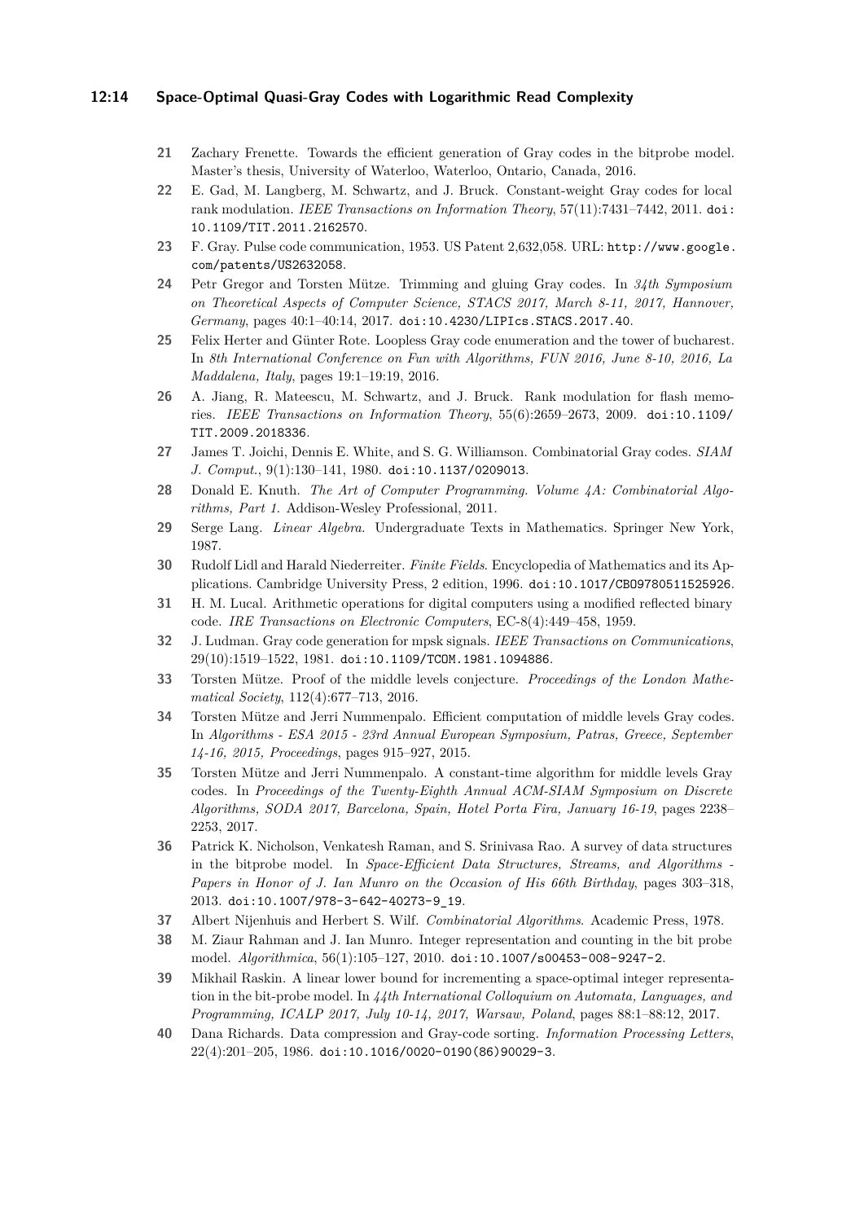21 Zachary Frenette. Towards the efficient generation of Gray codes in the bitprobe model. Master's thesis, University of Waterloo, Waterloo, Ontario, Canada, 2016.

22 E. Gad, M. Langberg, M. Schwartz, and J. Bruck. Constant-weight Gray codes for local rank modulation. *IEEE Transactions on Information Theory*, 57(11):7431–7442, 2011. doi:10.1109/TIT.2011.2162570.

23 F. Gray. Pulse code communication, 1953. US Patent 2,632,058. URL: http://www.google.com/patents/US2632058.

24 Petr Gregor and Torsten Mütze. Trimming and gluing Gray codes. In *34th Symposium on Theoretical Aspects of Computer Science, STACS 2017, March 8-11, 2017, Hannover, Germany*, pages 40:1–40:14, 2017. doi:10.4230/LIPIcs.STACS.2017.40.

25 Felix Herter and Günter Rote. Loopless Gray code enumeration and the tower of bucharest. In *8th International Conference on Fun with Algorithms, FUN 2016, June 8-10, 2016, La Maddalena, Italy*, pages 19:1–19:19, 2016.

26 A. Jiang, R. Mateescu, M. Schwartz, and J. Bruck. Rank modulation for flash memories. *IEEE Transactions on Information Theory*, 55(6):2659–2673, 2009. doi:10.1109/TIT.2009.2018336.

27 James T. Joichi, Dennis E. White, and S. G. Williamson. Combinatorial Gray codes. *SIAM J. Comput.*, 9(1):130–141, 1980. doi:10.1137/0209013.

28 Donald E. Knuth. *The Art of Computer Programming. Volume 4A: Combinatorial Algorithms, Part 1*. Addison-Wesley Professional, 2011.

29 Serge Lang. *Linear Algebra*. Undergraduate Texts in Mathematics. Springer New York, 1987.

30 Rudolf Lidl and Harald Niederreiter. *Finite Fields*. Encyclopedia of Mathematics and its Applications. Cambridge University Press, 2 edition, 1996. doi:10.1017/CBO9780511525926.

31 H. M. Lucal. Arithmetic operations for digital computers using a modified reflected binary code. *IRE Transactions on Electronic Computers*, EC-8(4):449–458, 1959.

32 J. Ludman. Gray code generation for mpsk signals. *IEEE Transactions on Communications*, 29(10):1519–1522, 1981. doi:10.1109/TCOM.1981.1094886.

33 Torsten Mütze. Proof of the middle levels conjecture. *Proceedings of the London Mathematical Society*, 112(4):677–713, 2016.

34 Torsten Mütze and Jerri Nummenpalo. Efficient computation of middle levels Gray codes. In *Algorithms - ESA 2015 - 23rd Annual European Symposium, Patras, Greece, September 14-16, 2015, Proceedings*, pages 915–927, 2015.

35 Torsten Mütze and Jerri Nummenpalo. A constant-time algorithm for middle levels Gray codes. In *Proceedings of the Twenty-Eighth Annual ACM-SIAM Symposium on Discrete Algorithms, SODA 2017, Barcelona, Spain, Hotel Porta Fira, January 16-19*, pages 2238–2253, 2017.

36 Patrick K. Nicholson, Venkatesh Raman, and S. Srinivasa Rao. A survey of data structures in the bitprobe model. In *Space-Efficient Data Structures, Streams, and Algorithms - Papers in Honor of J. Ian Munro on the Occasion of His 66th Birthday*, pages 303–318, 2013. doi:10.1007/978-3-642-40273-9_19.

37 Albert Nijenhuis and Herbert S. Wilf. *Combinatorial Algorithms*. Academic Press, 1978.

38 M. Ziaur Rahman and J. Ian Munro. Integer representation and counting in the bit probe model. *Algorithmica*, 56(1):105–127, 2010. doi:10.1007/s00453-008-9247-2.

39 Mikhail Raskin. A linear lower bound for incrementing a space-optimal integer representation in the bit-probe model. In *44th International Colloquium on Automata, Languages, and Programming, ICALP 2017, July 10-14, 2017, Warsaw, Poland*, pages 88:1–88:12, 2017.

40 Dana Richards. Data compression and Gray-code sorting. *Information Processing Letters*, 22(4):201–205, 1986. doi:10.1016/0020-0190(86)90029-3.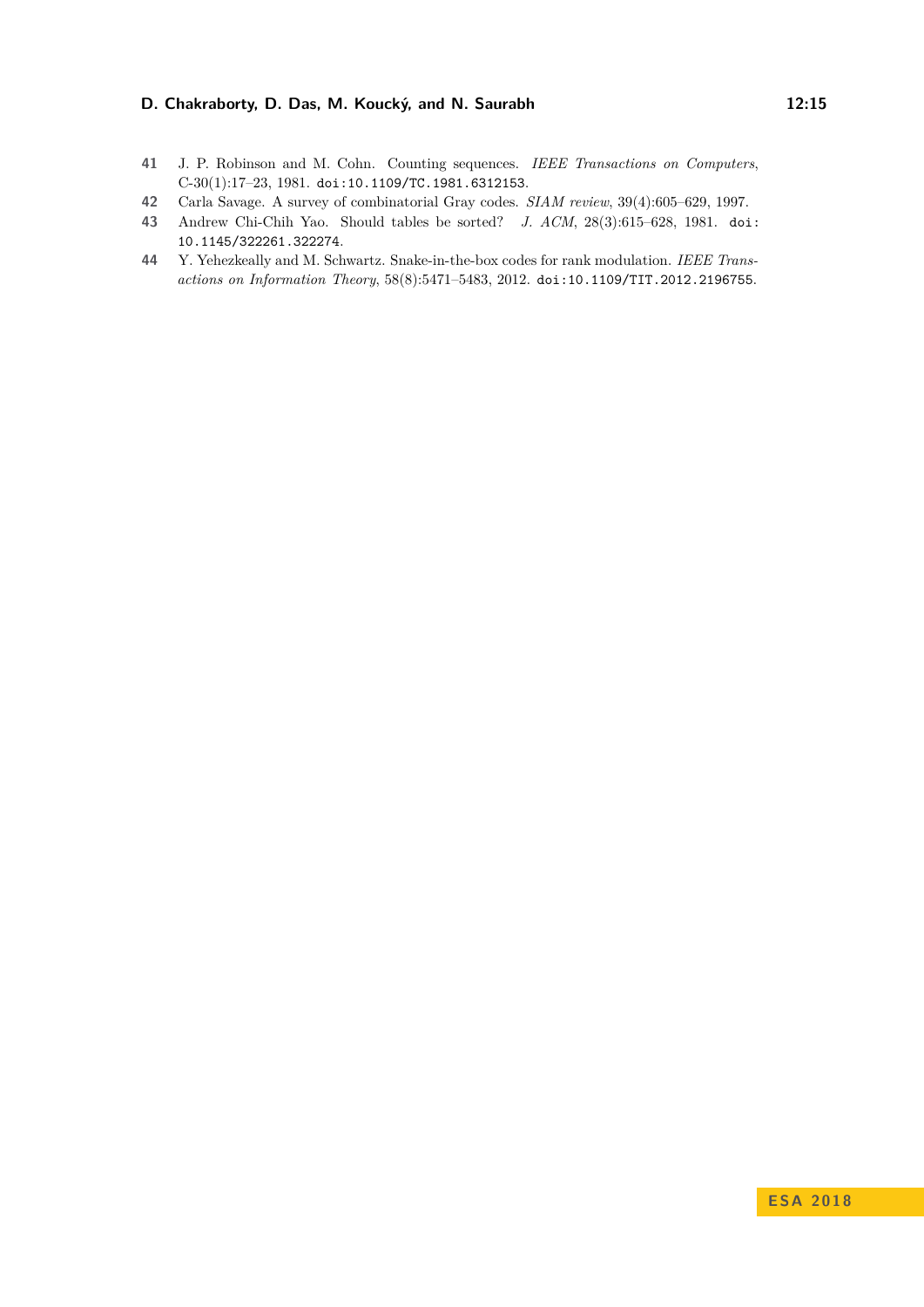41 J. P. Robinson and M. Cohn. Counting sequences. *IEEE Transactions on Computers*, C-30(1):17–23, 1981. doi:10.1109/TC.1981.6312153.

42 Carla Savage. A survey of combinatorial Gray codes. *SIAM review*, 39(4):605–629, 1997.

43 Andrew Chi-Chih Yao. Should tables be sorted? *J. ACM*, 28(3):615–628, 1981. doi:10.1145/322261.322274.

44 Y. Yehezkeally and M. Schwartz. Snake-in-the-box codes for rank modulation. *IEEE Transactions on Information Theory*, 58(8):5471–5483, 2012. doi:10.1109/TIT.2012.2196755.